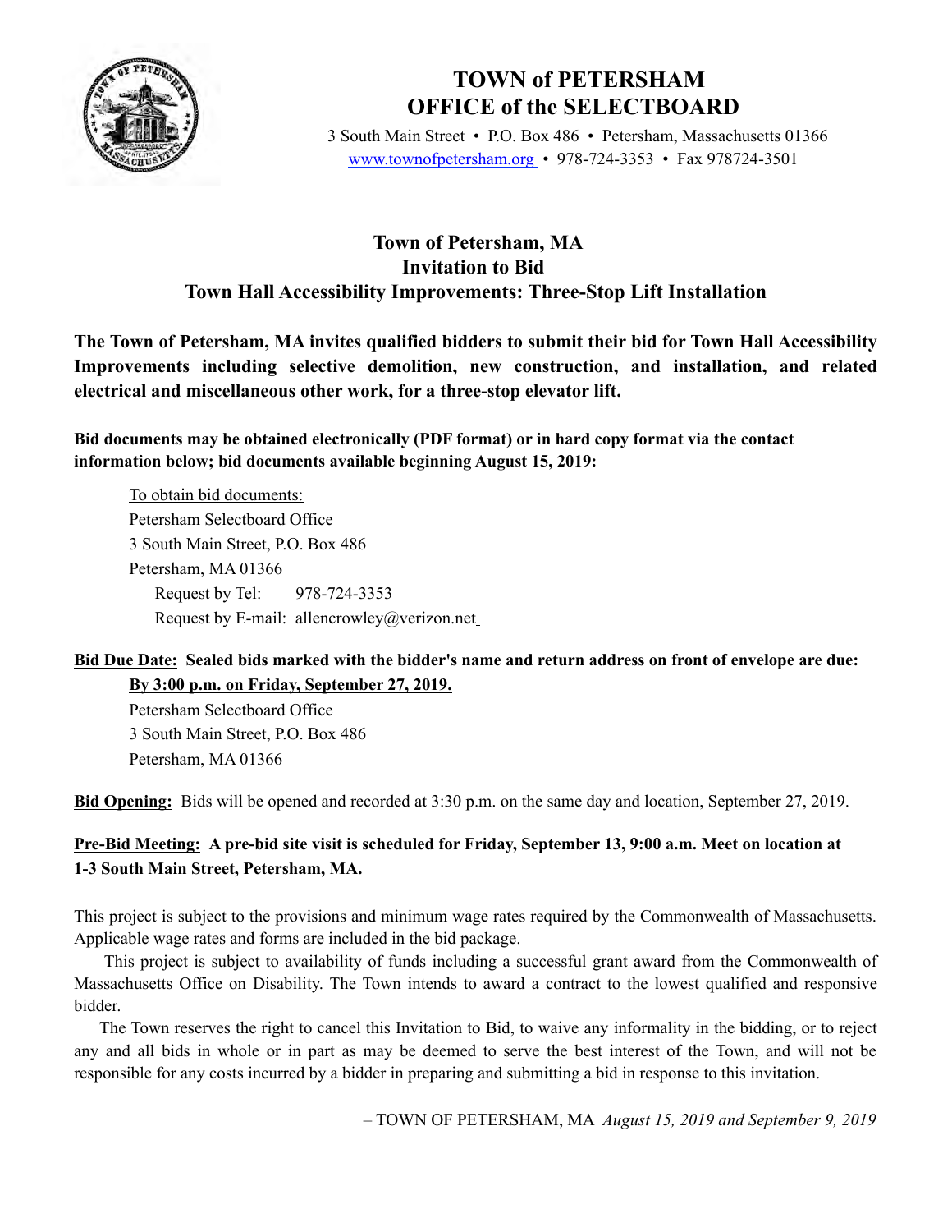# TOWN of PETERSHAM
# OFFICE of the SELECTBOARD

3 South Main Street • P.O. Box 486 • Petersham, Massachusetts 01366
www.townofpetersham.org • 978-724-3353 • Fax 978724-3501

---

## Town of Petersham, MA
## Invitation to Bid
## Town Hall Accessibility Improvements: Three-Stop Lift Installation

**The Town of Petersham, MA invites qualified bidders to submit their bid for Town Hall Accessibility Improvements including selective demolition, new construction, and installation, and related electrical and miscellaneous other work, for a three-stop elevator lift.**

**Bid documents may be obtained electronically (PDF format) or in hard copy format via the contact information below; bid documents available beginning August 15, 2019:**

To obtain bid documents:
Petersham Selectboard Office
3 South Main Street, P.O. Box 486
Petersham, MA 01366
Request by Tel: 978-724-3353
Request by E-mail: allencrowley@verizon.net

**Bid Due Date: Sealed bids marked with the bidder's name and return address on front of envelope are due:**
**By 3:00 p.m. on Friday, September 27, 2019.**
Petersham Selectboard Office
3 South Main Street, P.O. Box 486
Petersham, MA 01366

**Bid Opening:** Bids will be opened and recorded at 3:30 p.m. on the same day and location, September 27, 2019.

**Pre-Bid Meeting: A pre-bid site visit is scheduled for Friday, September 13, 9:00 a.m. Meet on location at 1-3 South Main Street, Petersham, MA.**

This project is subject to the provisions and minimum wage rates required by the Commonwealth of Massachusetts. Applicable wage rates and forms are included in the bid package.

This project is subject to availability of funds including a successful grant award from the Commonwealth of Massachusetts Office on Disability. The Town intends to award a contract to the lowest qualified and responsive bidder.

The Town reserves the right to cancel this Invitation to Bid, to waive any informality in the bidding, or to reject any and all bids in whole or in part as may be deemed to serve the best interest of the Town, and will not be responsible for any costs incurred by a bidder in preparing and submitting a bid in response to this invitation.

– TOWN OF PETERSHAM, MA *August 15, 2019 and September 9, 2019*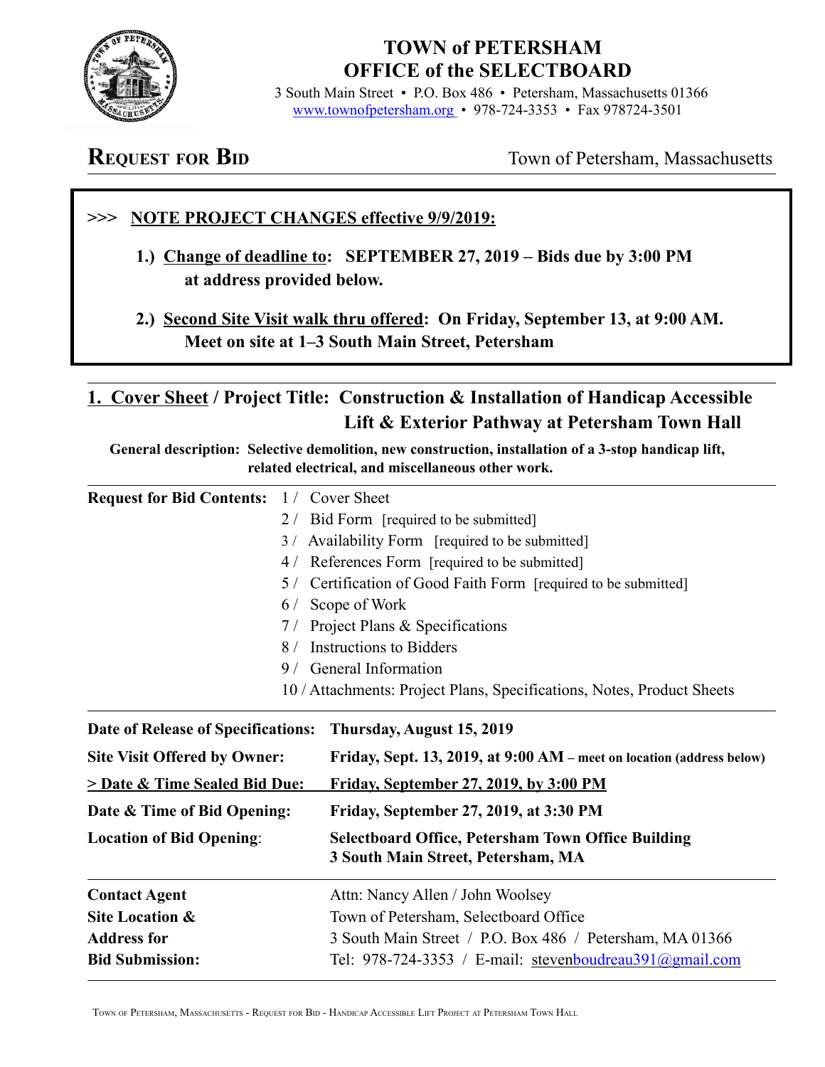# TOWN of PETERSHAM
## OFFICE of the SELECTBOARD

3 South Main Street • P.O. Box 486 • Petersham, Massachusetts 01366
www.townofpetersham.org • 978-724-3353 • Fax 978724-3501

**REQUEST FOR BID** — Town of Petersham, Massachusetts

---

**>>> NOTE PROJECT CHANGES effective 9/9/2019:**

1. **Change of deadline to: SEPTEMBER 27, 2019 – Bids due by 3:00 PM at address provided below.**

2. **Second Site Visit walk thru offered: On Friday, September 13, at 9:00 AM. Meet on site at 1–3 South Main Street, Petersham**

---

## 1. Cover Sheet / Project Title: Construction & Installation of Handicap Accessible Lift & Exterior Pathway at Petersham Town Hall

**General description: Selective demolition, new construction, installation of a 3-stop handicap lift, related electrical, and miscellaneous other work.**

**Request for Bid Contents:**

1 / Cover Sheet
2 / Bid Form [required to be submitted]
3 / Availability Form [required to be submitted]
4 / References Form [required to be submitted]
5 / Certification of Good Faith Form [required to be submitted]
6 / Scope of Work
7 / Project Plans & Specifications
8 / Instructions to Bidders
9 / General Information
10 / Attachments: Project Plans, Specifications, Notes, Product Sheets

| | |
|---|---|
| **Date of Release of Specifications:** | **Thursday, August 15, 2019** |
| **Site Visit Offered by Owner:** | **Friday, Sept. 13, 2019, at 9:00 AM** – meet on location (address below) |
| **> Date & Time Sealed Bid Due:** | **Friday, September 27, 2019, by 3:00 PM** |
| **Date & Time of Bid Opening:** | **Friday, September 27, 2019, at 3:30 PM** |
| **Location of Bid Opening:** | **Selectboard Office, Petersham Town Office Building 3 South Main Street, Petersham, MA** |

| | |
|---|---|
| **Contact Agent** | Attn: Nancy Allen / John Woolsey |
| **Site Location &** | Town of Petersham, Selectboard Office |
| **Address for** | 3 South Main Street / P.O. Box 486 / Petersham, MA 01366 |
| **Bid Submission:** | Tel: 978-724-3353 / E-mail: stevenboudreau391@gmail.com |